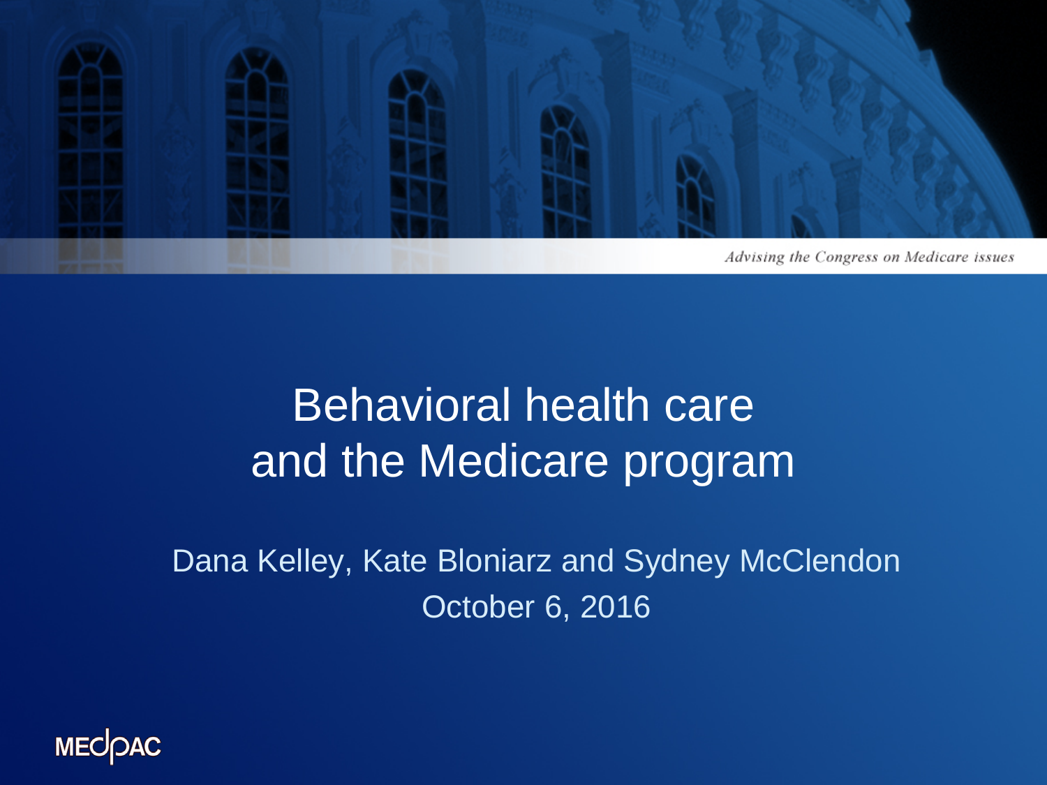*Advising the Congress on Medicare issues*

# Behavioral health care and the Medicare program

Dana Kelley, Kate Bloniarz and Sydney McClendon

October 6, 2016

MEDPAC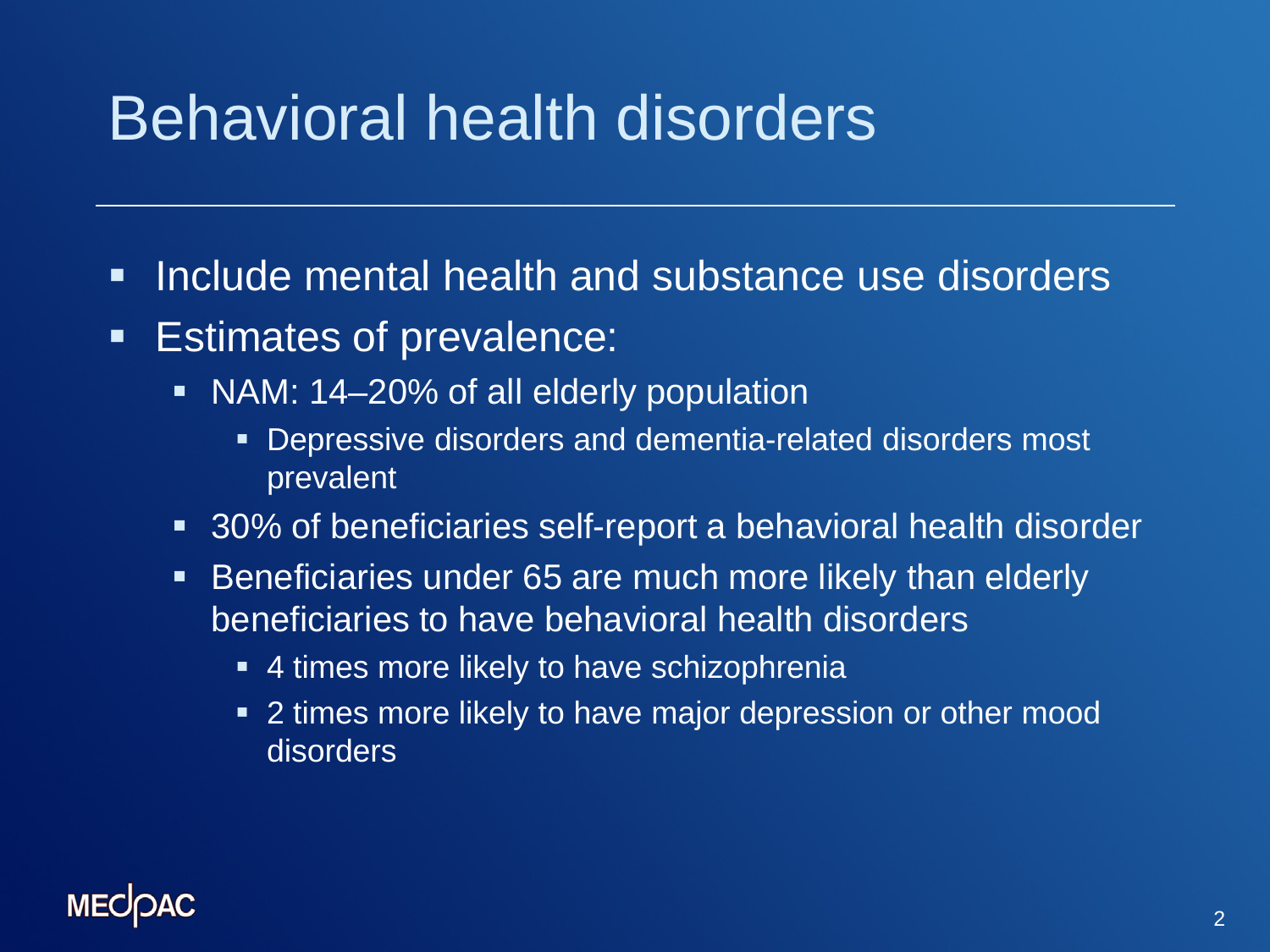# Behavioral health disorders

- Include mental health and substance use disorders
- Estimates of prevalence:
  - NAM: 14–20% of all elderly population
    - Depressive disorders and dementia-related disorders most prevalent
  - 30% of beneficiaries self-report a behavioral health disorder
  - Beneficiaries under 65 are much more likely than elderly beneficiaries to have behavioral health disorders
    - 4 times more likely to have schizophrenia
    - 2 times more likely to have major depression or other mood disorders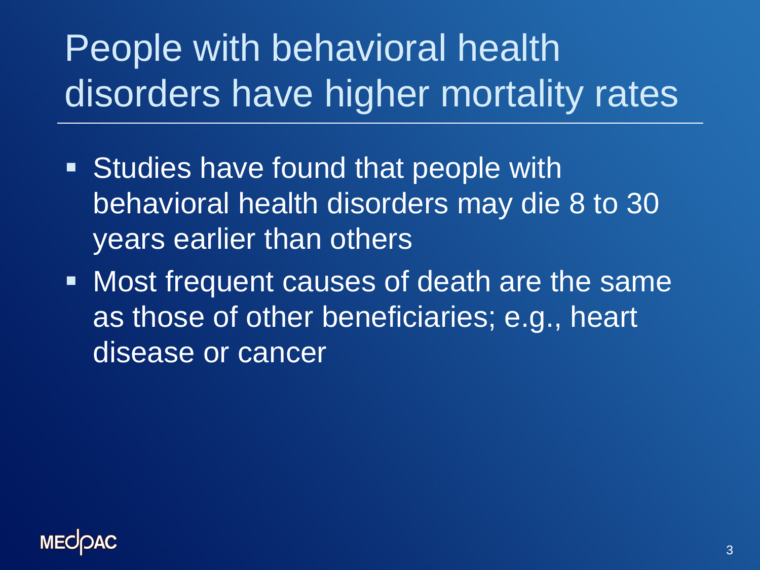# People with behavioral health disorders have higher mortality rates

- Studies have found that people with behavioral health disorders may die 8 to 30 years earlier than others
- Most frequent causes of death are the same as those of other beneficiaries; e.g., heart disease or cancer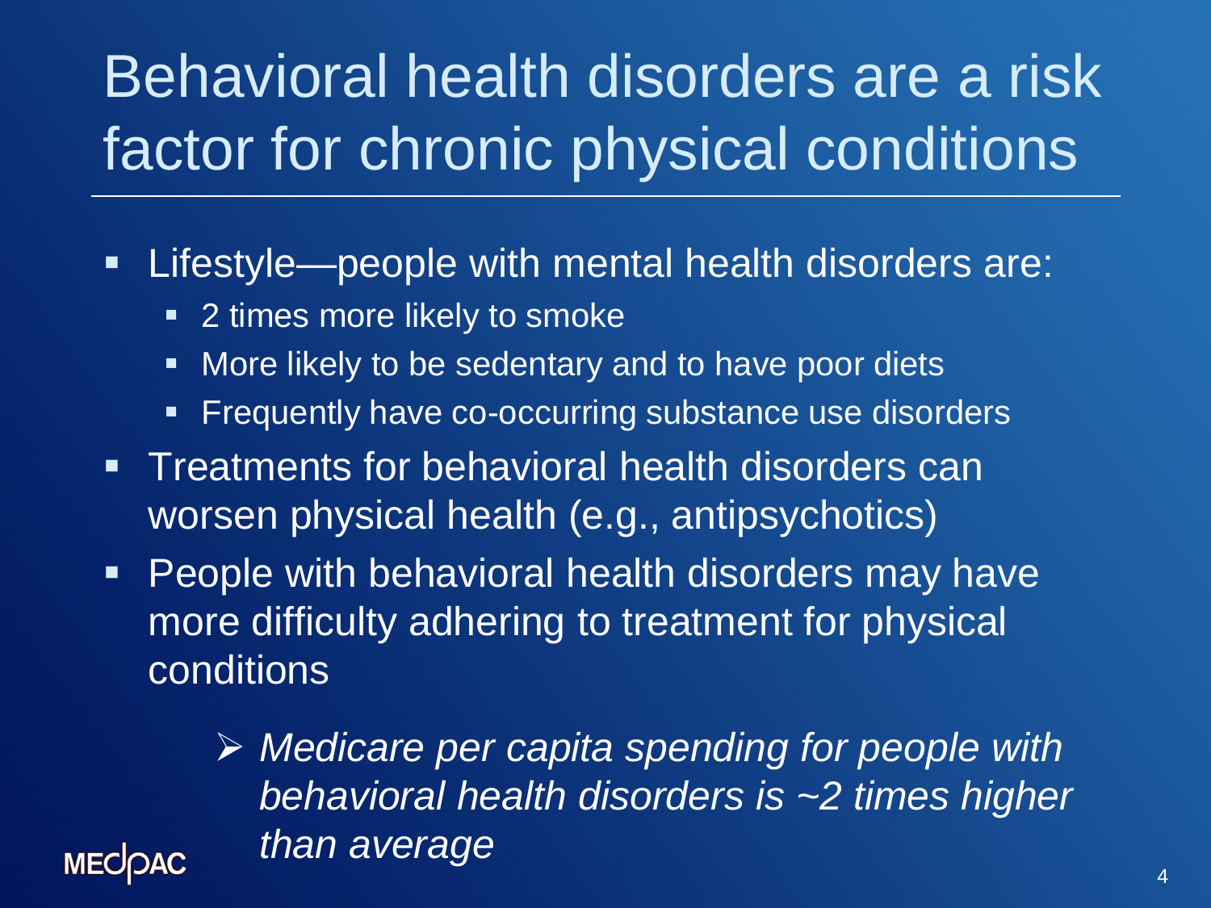# Behavioral health disorders are a risk factor for chronic physical conditions

- Lifestyle—people with mental health disorders are:
  - 2 times more likely to smoke
  - More likely to be sedentary and to have poor diets
  - Frequently have co-occurring substance use disorders
- Treatments for behavioral health disorders can worsen physical health (e.g., antipsychotics)
- People with behavioral health disorders may have more difficulty adhering to treatment for physical conditions

> *Medicare per capita spending for people with behavioral health disorders is ~2 times higher than average*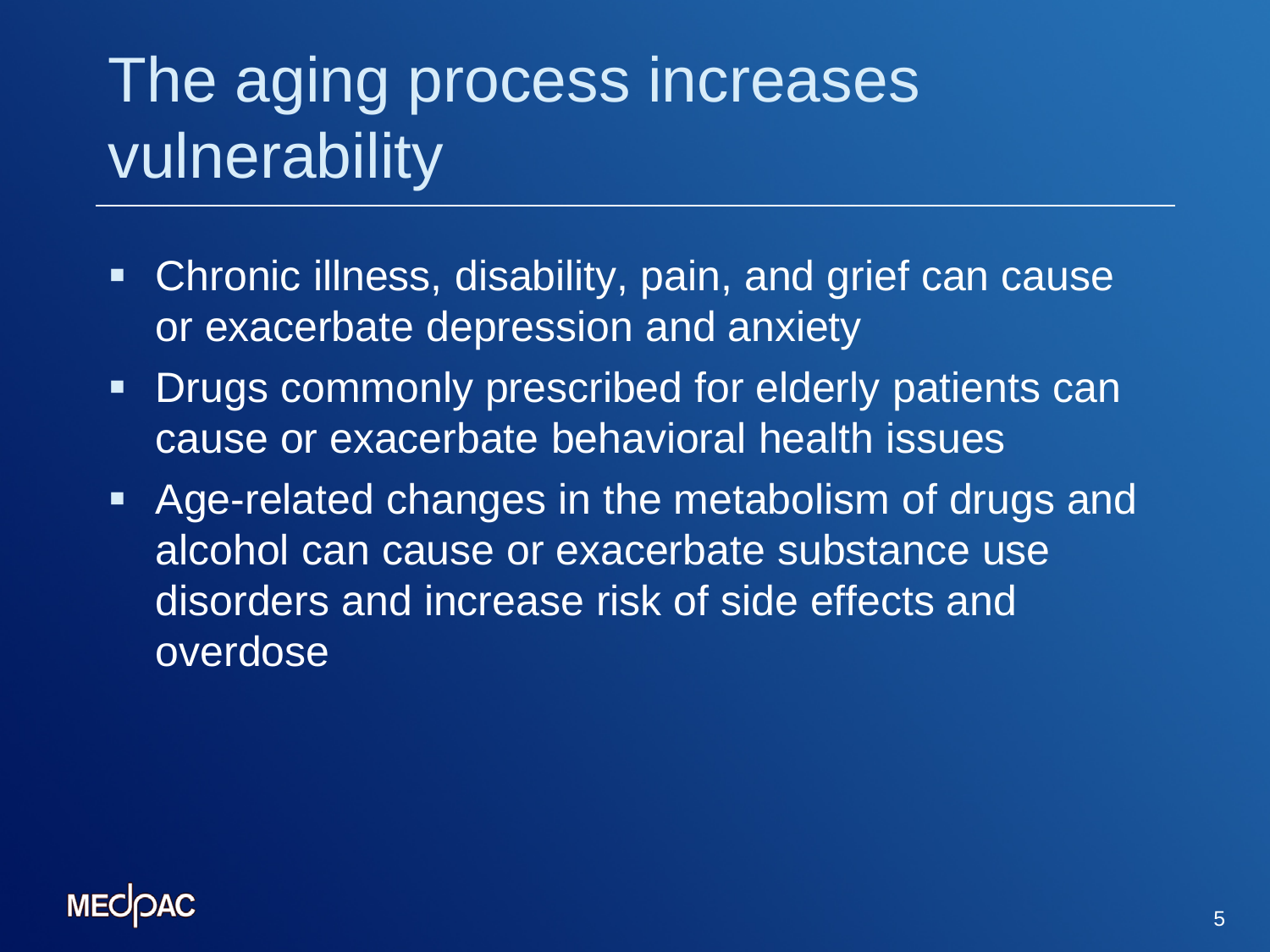# The aging process increases vulnerability

- Chronic illness, disability, pain, and grief can cause or exacerbate depression and anxiety
- Drugs commonly prescribed for elderly patients can cause or exacerbate behavioral health issues
- Age-related changes in the metabolism of drugs and alcohol can cause or exacerbate substance use disorders and increase risk of side effects and overdose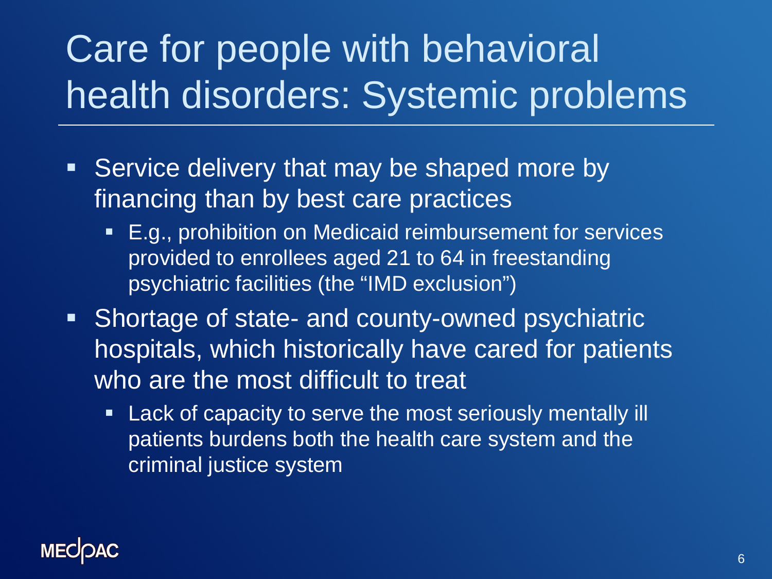# Care for people with behavioral health disorders: Systemic problems

- Service delivery that may be shaped more by financing than by best care practices
  - E.g., prohibition on Medicaid reimbursement for services provided to enrollees aged 21 to 64 in freestanding psychiatric facilities (the "IMD exclusion")
- Shortage of state- and county-owned psychiatric hospitals, which historically have cared for patients who are the most difficult to treat
  - Lack of capacity to serve the most seriously mentally ill patients burdens both the health care system and the criminal justice system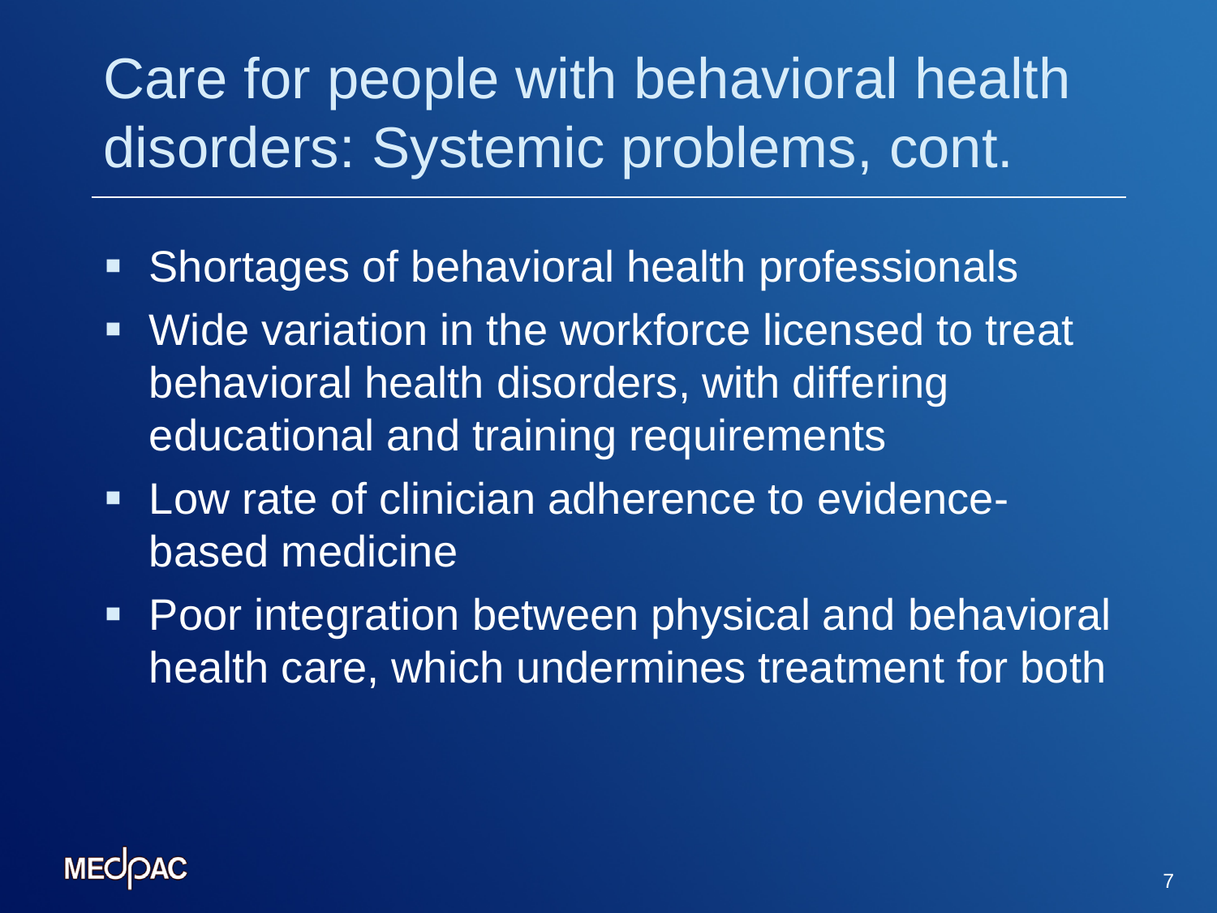# Care for people with behavioral health disorders: Systemic problems, cont.

- Shortages of behavioral health professionals
- Wide variation in the workforce licensed to treat behavioral health disorders, with differing educational and training requirements
- Low rate of clinician adherence to evidence-based medicine
- Poor integration between physical and behavioral health care, which undermines treatment for both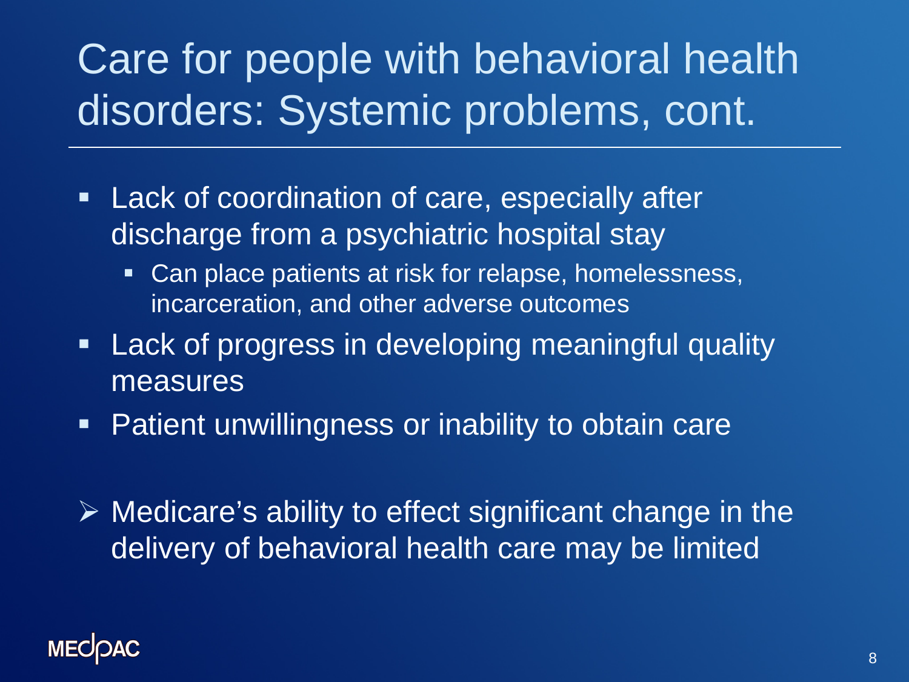# Care for people with behavioral health disorders: Systemic problems, cont.

- Lack of coordination of care, especially after discharge from a psychiatric hospital stay
  - Can place patients at risk for relapse, homelessness, incarceration, and other adverse outcomes
- Lack of progress in developing meaningful quality measures
- Patient unwillingness or inability to obtain care

➢ Medicare's ability to effect significant change in the delivery of behavioral health care may be limited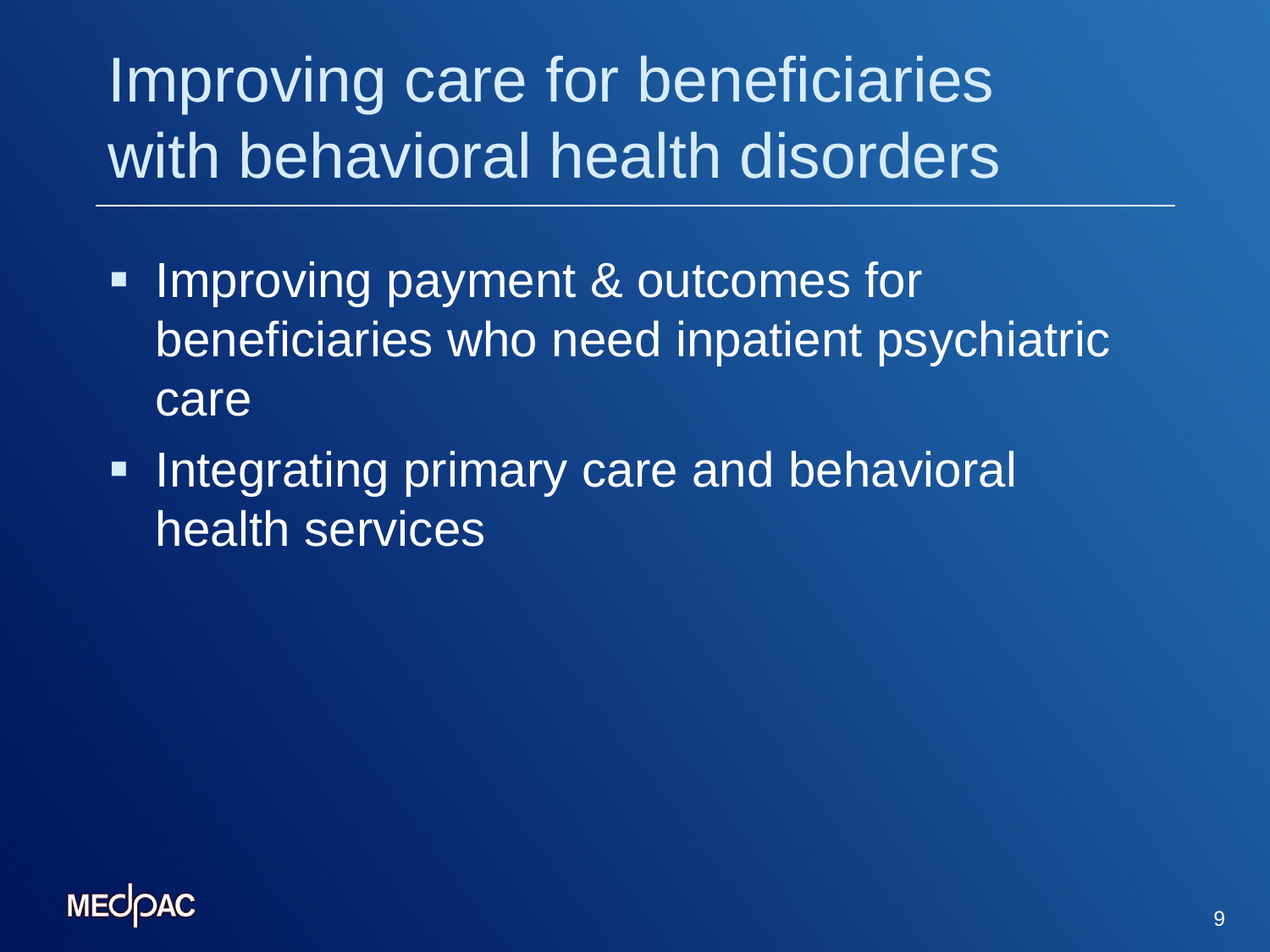# Improving care for beneficiaries with behavioral health disorders

- Improving payment & outcomes for beneficiaries who need inpatient psychiatric care
- Integrating primary care and behavioral health services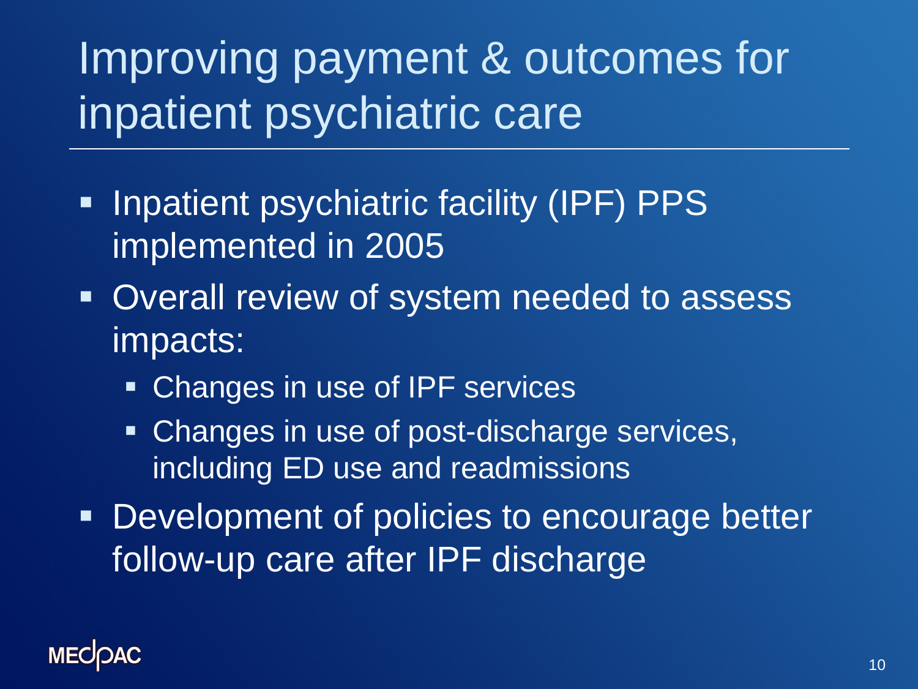# Improving payment & outcomes for inpatient psychiatric care

- Inpatient psychiatric facility (IPF) PPS implemented in 2005
- Overall review of system needed to assess impacts:
  - Changes in use of IPF services
  - Changes in use of post-discharge services, including ED use and readmissions
- Development of policies to encourage better follow-up care after IPF discharge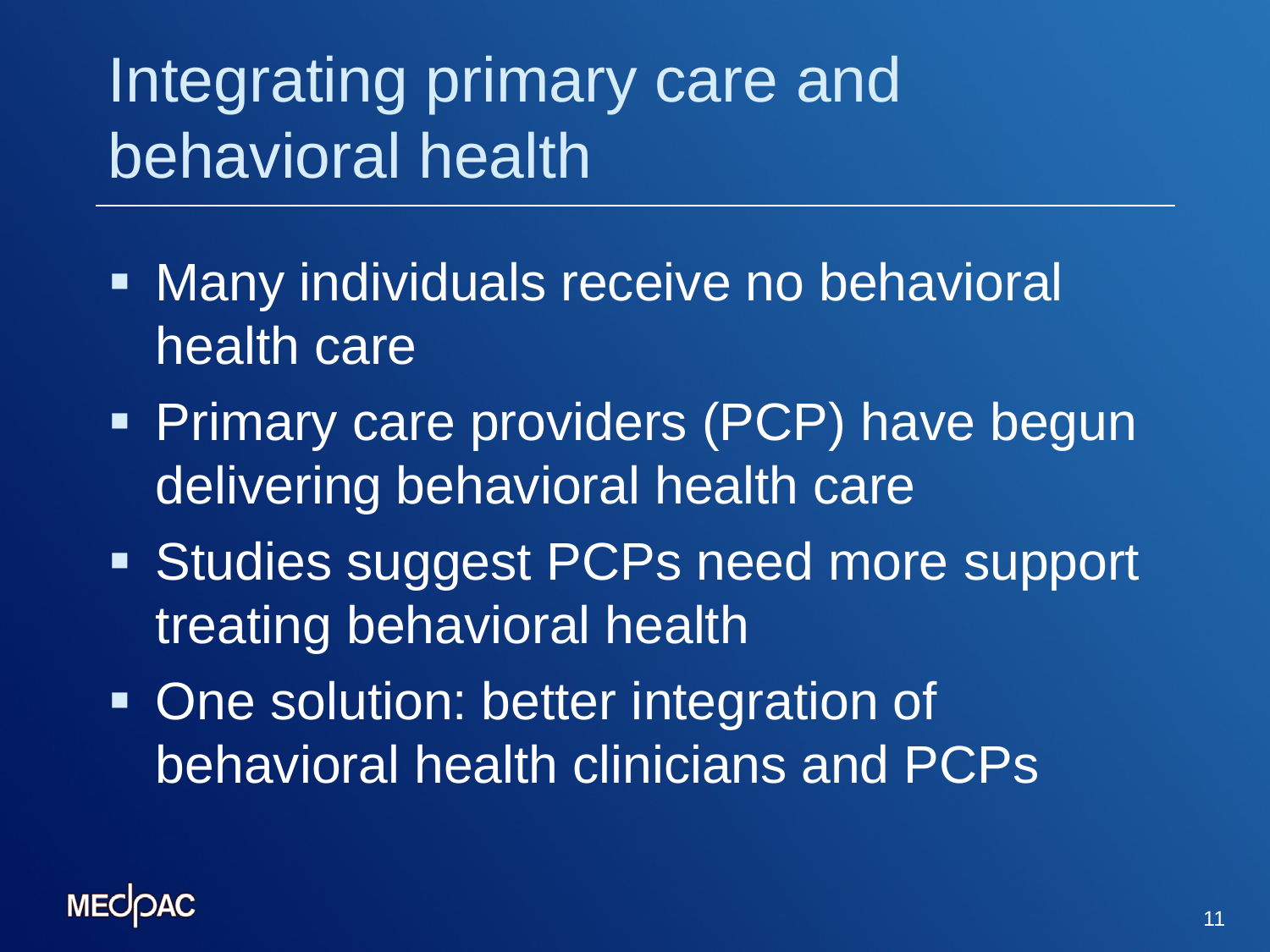# Integrating primary care and behavioral health

- Many individuals receive no behavioral health care
- Primary care providers (PCP) have begun delivering behavioral health care
- Studies suggest PCPs need more support treating behavioral health
- One solution: better integration of behavioral health clinicians and PCPs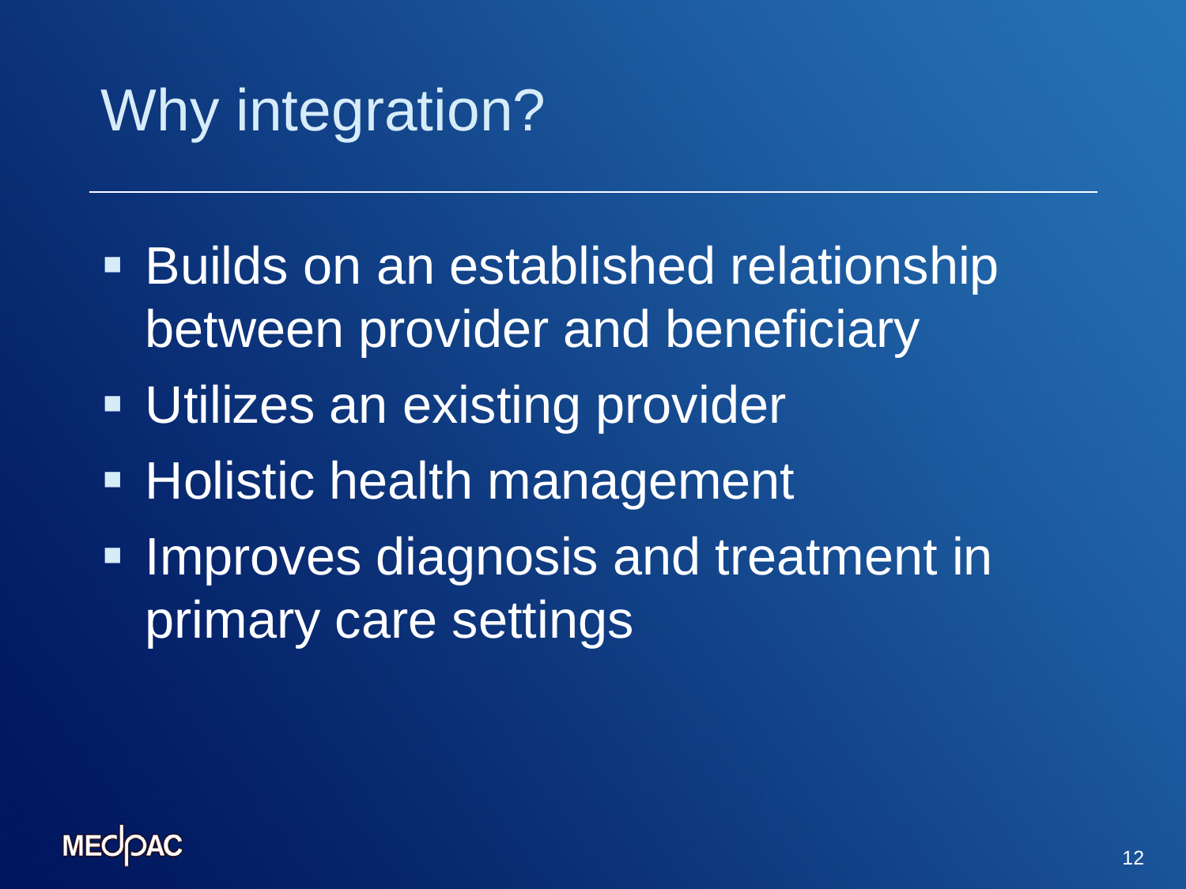# Why integration?

- Builds on an established relationship between provider and beneficiary
- Utilizes an existing provider
- Holistic health management
- Improves diagnosis and treatment in primary care settings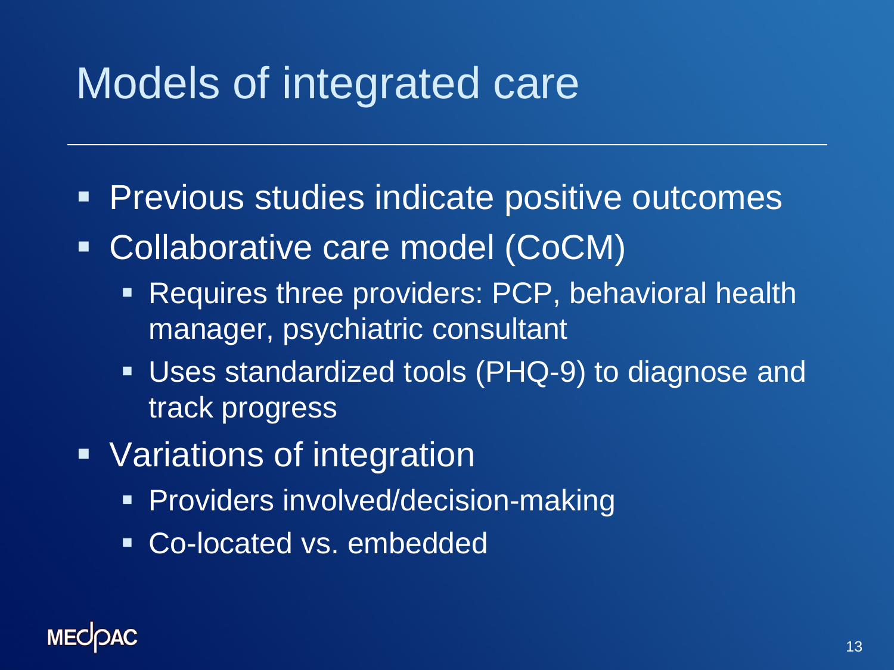# Models of integrated care

- Previous studies indicate positive outcomes
- Collaborative care model (CoCM)
  - Requires three providers: PCP, behavioral health manager, psychiatric consultant
  - Uses standardized tools (PHQ-9) to diagnose and track progress
- Variations of integration
  - Providers involved/decision-making
  - Co-located vs. embedded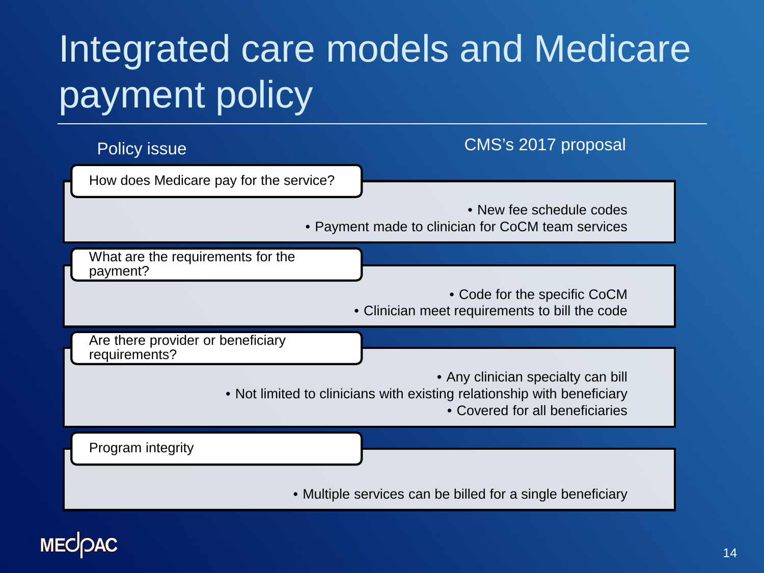# Integrated care models and Medicare payment policy

| Policy issue | CMS's 2017 proposal |
| --- | --- |
| How does Medicare pay for the service? | • New fee schedule codes<br>• Payment made to clinician for CoCM team services |
| What are the requirements for the payment? | • Code for the specific CoCM<br>• Clinician meet requirements to bill the code |
| Are there provider or beneficiary requirements? | • Any clinician specialty can bill<br>• Not limited to clinicians with existing relationship with beneficiary<br>• Covered for all beneficiaries |
| Program integrity | • Multiple services can be billed for a single beneficiary |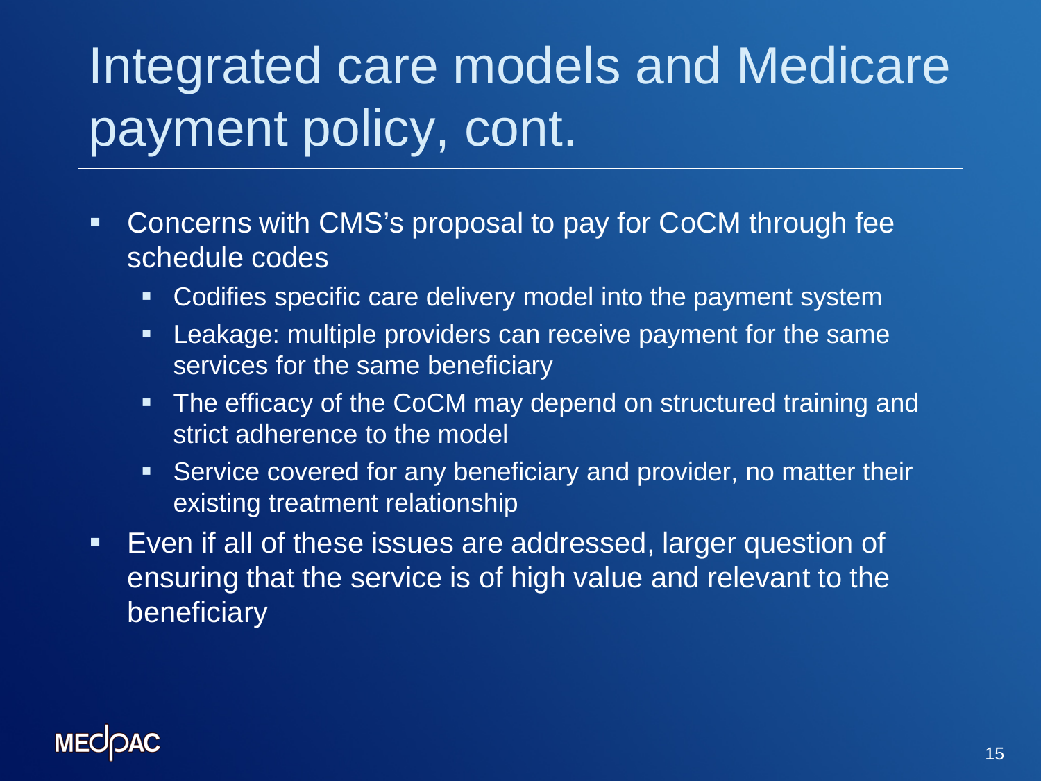# Integrated care models and Medicare payment policy, cont.

- Concerns with CMS's proposal to pay for CoCM through fee schedule codes
  - Codifies specific care delivery model into the payment system
  - Leakage: multiple providers can receive payment for the same services for the same beneficiary
  - The efficacy of the CoCM may depend on structured training and strict adherence to the model
  - Service covered for any beneficiary and provider, no matter their existing treatment relationship
- Even if all of these issues are addressed, larger question of ensuring that the service is of high value and relevant to the beneficiary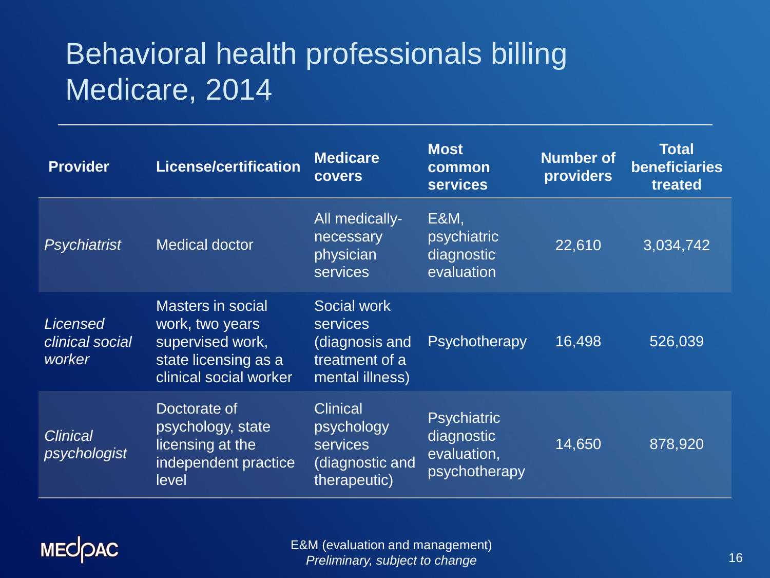# Behavioral health professionals billing Medicare, 2014

| Provider | License/certification | Medicare covers | Most common services | Number of providers | Total beneficiaries treated |
|---|---|---|---|---|---|
| *Psychiatrist* | Medical doctor | All medically-necessary physician services | E&M, psychiatric diagnostic evaluation | 22,610 | 3,034,742 |
| *Licensed clinical social worker* | Masters in social work, two years supervised work, state licensing as a clinical social worker | Social work services (diagnosis and treatment of a mental illness) | Psychotherapy | 16,498 | 526,039 |
| *Clinical psychologist* | Doctorate of psychology, state licensing at the independent practice level | Clinical psychology services (diagnostic and therapeutic) | Psychiatric diagnostic evaluation, psychotherapy | 14,650 | 878,920 |

E&M (evaluation and management)

*Preliminary, subject to change*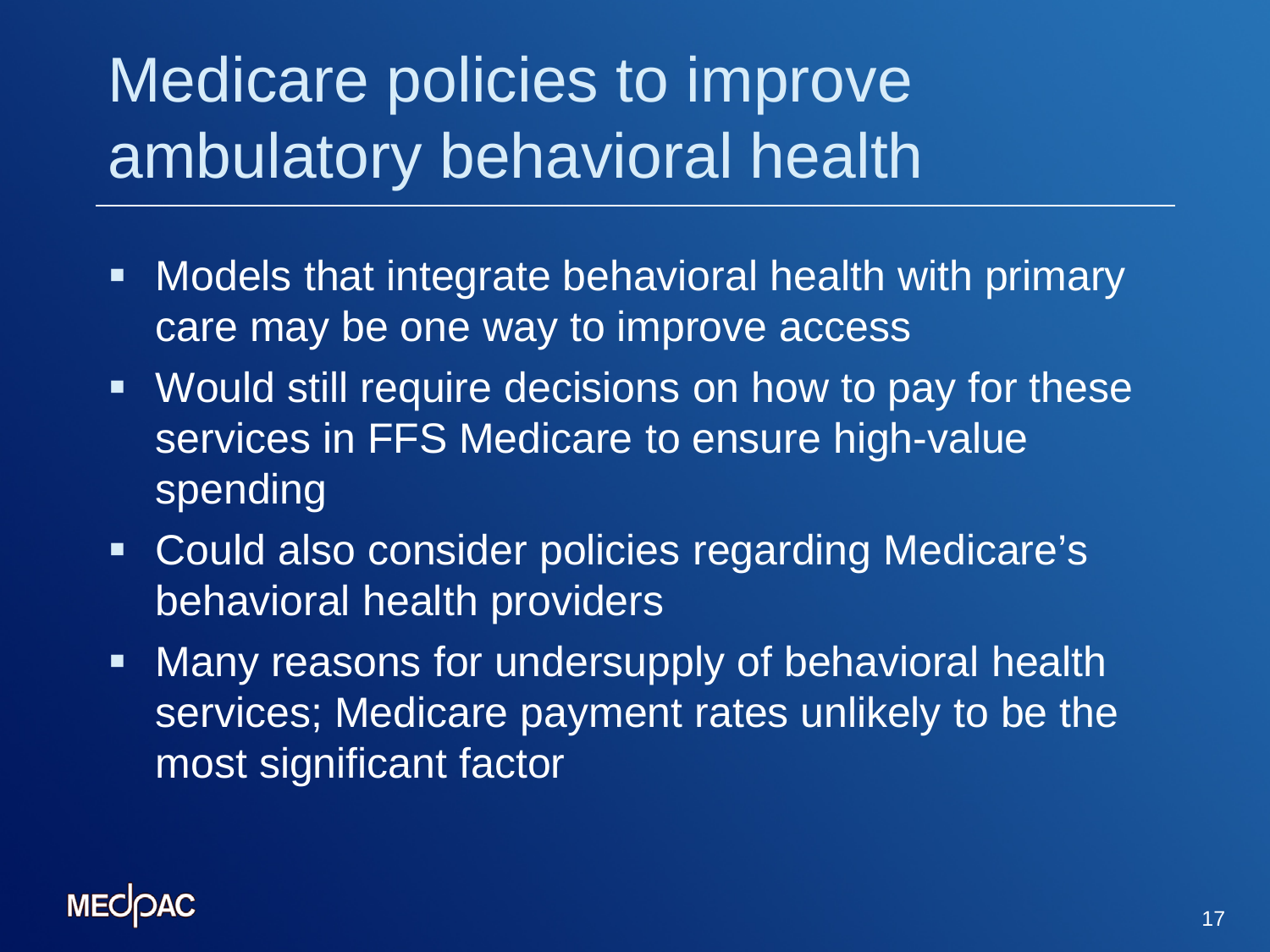# Medicare policies to improve ambulatory behavioral health

- Models that integrate behavioral health with primary care may be one way to improve access
- Would still require decisions on how to pay for these services in FFS Medicare to ensure high-value spending
- Could also consider policies regarding Medicare's behavioral health providers
- Many reasons for undersupply of behavioral health services; Medicare payment rates unlikely to be the most significant factor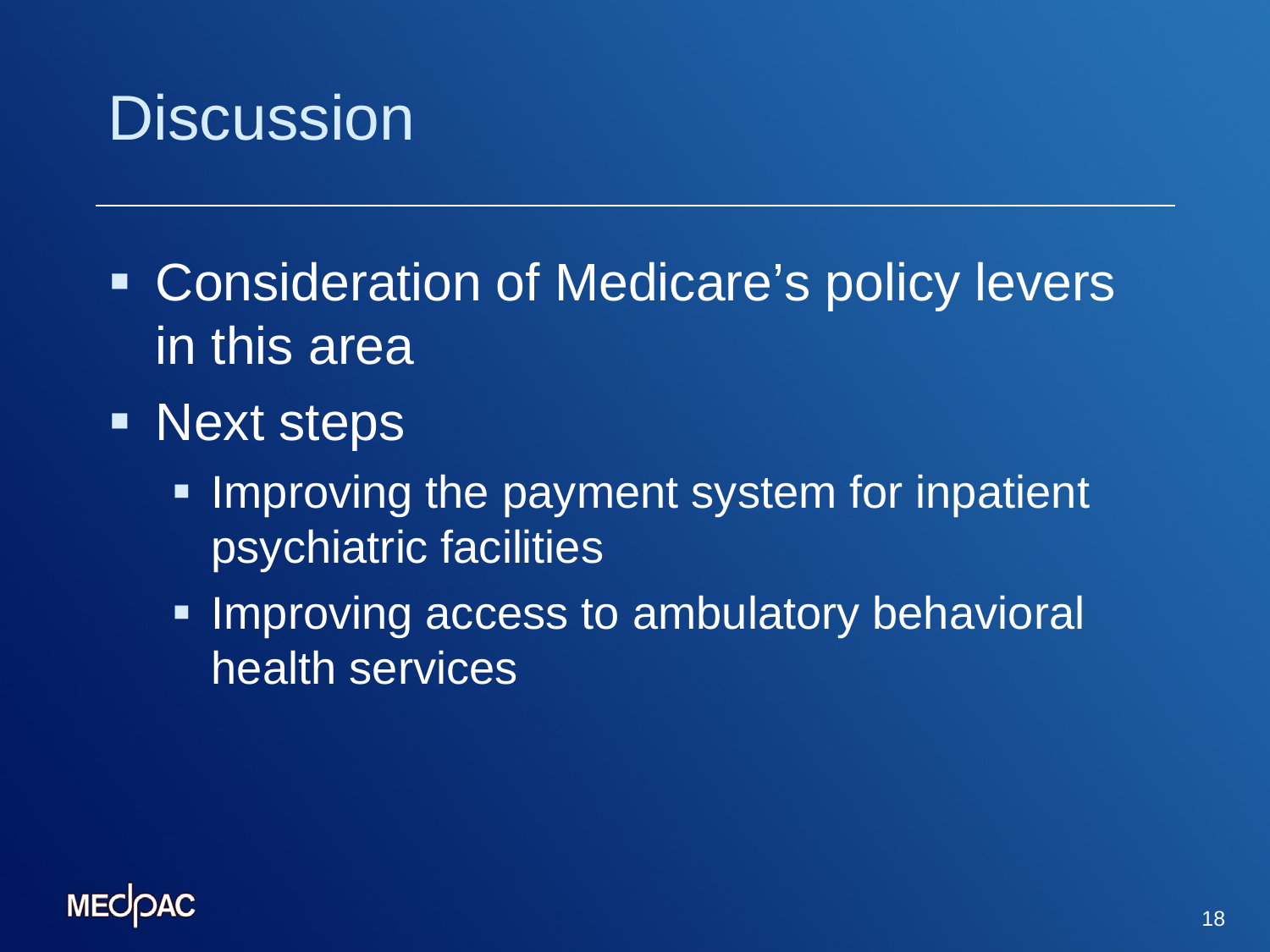# Discussion

- Consideration of Medicare's policy levers in this area
- Next steps
  - Improving the payment system for inpatient psychiatric facilities
  - Improving access to ambulatory behavioral health services